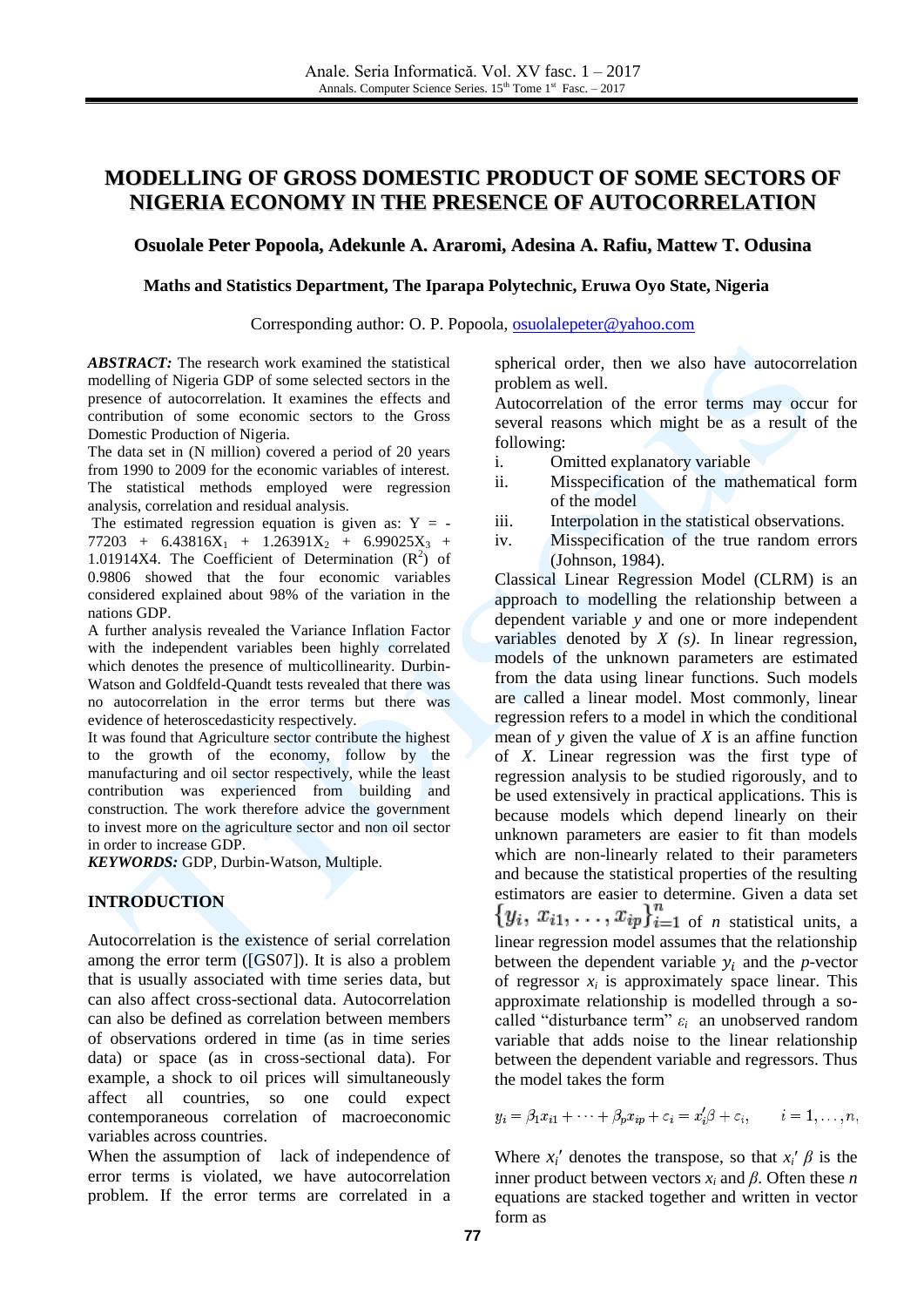# MODELLING OF GROSS DOMESTIC PRODUCT OF SOME SECTORS OF NIGERIA ECONOMY IN THE PRESENCE OF AUTOCORRELATION

**Osuolale Peter Popoola, Adekunle A. Araromi, Adesina A. Rafiu, Mattew T. Odusina**

**Maths and Statistics Department, The Iparapa Polytechnic, Eruwa Oyo State, Nigeria**

Corresponding author: O. P. Popoola, osuolalepeter@yahoo.com

***ABSTRACT:*** The research work examined the statistical modelling of Nigeria GDP of some selected sectors in the presence of autocorrelation. It examines the effects and contribution of some economic sectors to the Gross Domestic Production of Nigeria.

The data set in (N million) covered a period of 20 years from 1990 to 2009 for the economic variables of interest. The statistical methods employed were regression analysis, correlation and residual analysis.

The estimated regression equation is given as: $Y = -77203 + 6.43816X_1 + 1.26391X_2 + 6.99025X_3 + 1.01914X4$. The Coefficient of Determination ($R^2$) of 0.9806 showed that the four economic variables considered explained about 98% of the variation in the nations GDP.

A further analysis revealed the Variance Inflation Factor with the independent variables been highly correlated which denotes the presence of multicollinearity. Durbin-Watson and Goldfeld-Quandt tests revealed that there was no autocorrelation in the error terms but there was evidence of heteroscedasticity respectively.

It was found that Agriculture sector contribute the highest to the growth of the economy, follow by the manufacturing and oil sector respectively, while the least contribution was experienced from building and construction. The work therefore advice the government to invest more on the agriculture sector and non oil sector in order to increase GDP.

***KEYWORDS:*** GDP, Durbin-Watson, Multiple.

## INTRODUCTION

Autocorrelation is the existence of serial correlation among the error term ([GS07]). It is also a problem that is usually associated with time series data, but can also affect cross-sectional data. Autocorrelation can also be defined as correlation between members of observations ordered in time (as in time series data) or space (as in cross-sectional data). For example, a shock to oil prices will simultaneously affect all countries, so one could expect contemporaneous correlation of macroeconomic variables across countries.

When the assumption of lack of independence of error terms is violated, we have autocorrelation problem. If the error terms are correlated in a spherical order, then we also have autocorrelation problem as well.

Autocorrelation of the error terms may occur for several reasons which might be as a result of the following:

i. Omitted explanatory variable
ii. Misspecification of the mathematical form of the model
iii. Interpolation in the statistical observations.
iv. Misspecification of the true random errors (Johnson, 1984).

Classical Linear Regression Model (CLRM) is an approach to modelling the relationship between a dependent variable $y$ and one or more independent variables denoted by *X (s)*. In linear regression, models of the unknown parameters are estimated from the data using linear functions. Such models are called a linear model. Most commonly, linear regression refers to a model in which the conditional mean of $y$ given the value of $X$ is an affine function of $X$. Linear regression was the first type of regression analysis to be studied rigorously, and to be used extensively in practical applications. This is because models which depend linearly on their unknown parameters are easier to fit than models which are non-linearly related to their parameters and because the statistical properties of the resulting estimators are easier to determine. Given a data set $\{y_i, x_{i1}, \ldots, x_{ip}\}_{i=1}^{n}$ of $n$ statistical units, a linear regression model assumes that the relationship between the dependent variable $y_i$ and the $p$-vector of regressor $x_i$ is approximately space linear. This approximate relationship is modelled through a so-called "disturbance term" $\varepsilon_i$ an unobserved random variable that adds noise to the linear relationship between the dependent variable and regressors. Thus the model takes the form

$$y_i = \beta_1 x_{i1} + \cdots + \beta_p x_{ip} + \varepsilon_i = x_i'\beta + \varepsilon_i, \qquad i = 1, \ldots, n,$$

Where $x_i'$ denotes the transpose, so that $x_i'\beta$ is the inner product between vectors $x_i$ and $\beta$. Often these $n$ equations are stacked together and written in vector form as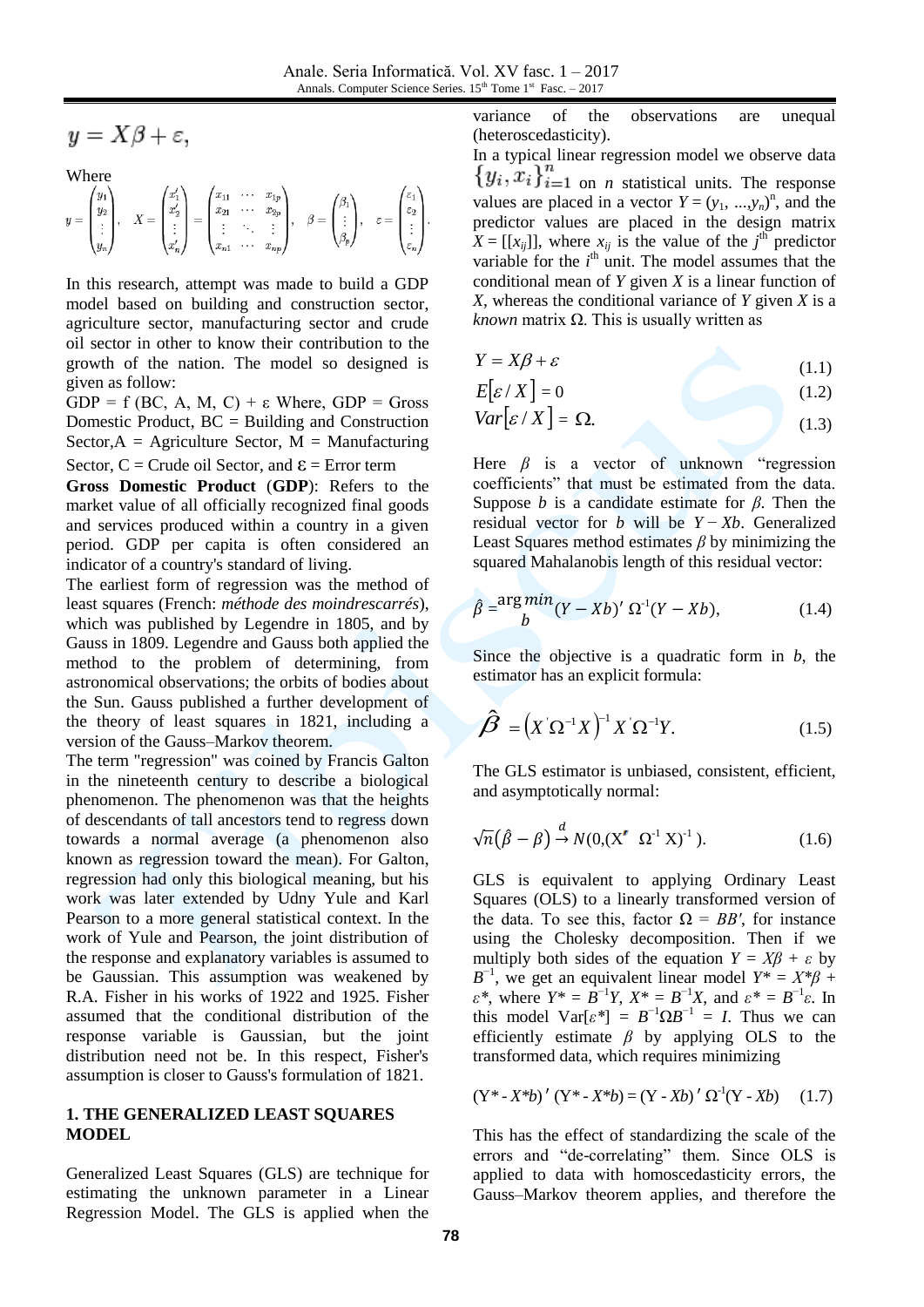$$y = X\beta + \varepsilon,$$

Where

$$y = \begin{pmatrix} y_1 \\ y_2 \\ \vdots \\ y_n \end{pmatrix}, \quad X = \begin{pmatrix} x_1' \\ x_2' \\ \vdots \\ x_n' \end{pmatrix} = \begin{pmatrix} x_{11} & \cdots & x_{1p} \\ x_{21} & \cdots & x_{2p} \\ \vdots & \ddots & \vdots \\ x_{n1} & \cdots & x_{np} \end{pmatrix}, \quad \beta = \begin{pmatrix} \beta_1 \\ \vdots \\ \beta_p \end{pmatrix}, \quad \varepsilon = \begin{pmatrix} \varepsilon_1 \\ \varepsilon_2 \\ \vdots \\ \varepsilon_n \end{pmatrix}.$$

In this research, attempt was made to build a GDP model based on building and construction sector, agriculture sector, manufacturing sector and crude oil sector in other to know their contribution to the growth of the nation. The model so designed is given as follow:

GDP = f (BC, A, M, C) + ε Where, GDP = Gross Domestic Product, BC = Building and Construction Sector, A = Agriculture Sector, M = Manufacturing Sector, C = Crude oil Sector, and ε = Error term

**Gross Domestic Product** (**GDP**): Refers to the market value of all officially recognized final goods and services produced within a country in a given period. GDP per capita is often considered an indicator of a country's standard of living.

The earliest form of regression was the method of least squares (French: *méthode des moindrescarrés*), which was published by Legendre in 1805, and by Gauss in 1809. Legendre and Gauss both applied the method to the problem of determining, from astronomical observations; the orbits of bodies about the Sun. Gauss published a further development of the theory of least squares in 1821, including a version of the Gauss–Markov theorem.

The term "regression" was coined by Francis Galton in the nineteenth century to describe a biological phenomenon. The phenomenon was that the heights of descendants of tall ancestors tend to regress down towards a normal average (a phenomenon also known as regression toward the mean). For Galton, regression had only this biological meaning, but his work was later extended by Udny Yule and Karl Pearson to a more general statistical context. In the work of Yule and Pearson, the joint distribution of the response and explanatory variables is assumed to be Gaussian. This assumption was weakened by R.A. Fisher in his works of 1922 and 1925. Fisher assumed that the conditional distribution of the response variable is Gaussian, but the joint distribution need not be. In this respect, Fisher's assumption is closer to Gauss's formulation of 1821.

## 1. THE GENERALIZED LEAST SQUARES MODEL

Generalized Least Squares (GLS) are technique for estimating the unknown parameter in a Linear Regression Model. The GLS is applied when the variance of the observations are unequal (heteroscedasticity).

In a typical linear regression model we observe data $\{y_i, x_i\}_{i=1}^{n}$ on $n$ statistical units. The response values are placed in a vector $Y = (y_1, ..., y_n)^n$, and the predictor values are placed in the design matrix $X = [[x_{ij}]]$, where $x_{ij}$ is the value of the $j^{th}$ predictor variable for the $i^{th}$ unit. The model assumes that the conditional mean of $Y$ given $X$ is a linear function of $X$, whereas the conditional variance of $Y$ given $X$ is a *known* matrix $\Omega$. This is usually written as

$$Y = X\beta + \varepsilon \tag{1.1}$$

$$E[\varepsilon / X] = 0 \tag{1.2}$$

$$Var[\varepsilon / X] = \Omega. \tag{1.3}$$

Here $\beta$ is a vector of unknown "regression coefficients" that must be estimated from the data. Suppose $b$ is a candidate estimate for $\beta$. Then the residual vector for $b$ will be $Y - Xb$. Generalized Least Squares method estimates $\beta$ by minimizing the squared Mahalanobis length of this residual vector:

$$\hat{\beta} = \underset{b}{\arg\min}\,(Y - Xb)'\,\Omega^{-1}(Y - Xb), \tag{1.4}$$

Since the objective is a quadratic form in $b$, the estimator has an explicit formula:

$$\hat{\beta} = \left(X'\Omega^{-1}X\right)^{-1} X'\Omega^{-1}Y. \tag{1.5}$$

The GLS estimator is unbiased, consistent, efficient, and asymptotically normal:

$$\sqrt{n}\left(\hat{\beta} - \beta\right) \xrightarrow{d} N(0, (X'\ \Omega^{-1}\ X)^{-1}). \tag{1.6}$$

GLS is equivalent to applying Ordinary Least Squares (OLS) to a linearly transformed version of the data. To see this, factor $\Omega = BB'$, for instance using the Cholesky decomposition. Then if we multiply both sides of the equation $Y = X\beta + \varepsilon$ by $B^{-1}$, we get an equivalent linear model $Y^* = X^*\beta + \varepsilon^*$, where $Y^* = B^{-1}Y$, $X^* = B^{-1}X$, and $\varepsilon^* = B^{-1}\varepsilon$. In this model $\mathrm{Var}[\varepsilon^*] = B^{-1}\Omega B^{-1} = I$. Thus we can efficiently estimate $\beta$ by applying OLS to the transformed data, which requires minimizing

$$(Y^* - X^*b)'\,(Y^* - X^*b) = (Y - Xb)'\,\Omega^{-1}(Y - Xb) \tag{1.7}$$

This has the effect of standardizing the scale of the errors and "de-correlating" them. Since OLS is applied to data with homoscedasticity errors, the Gauss–Markov theorem applies, and therefore the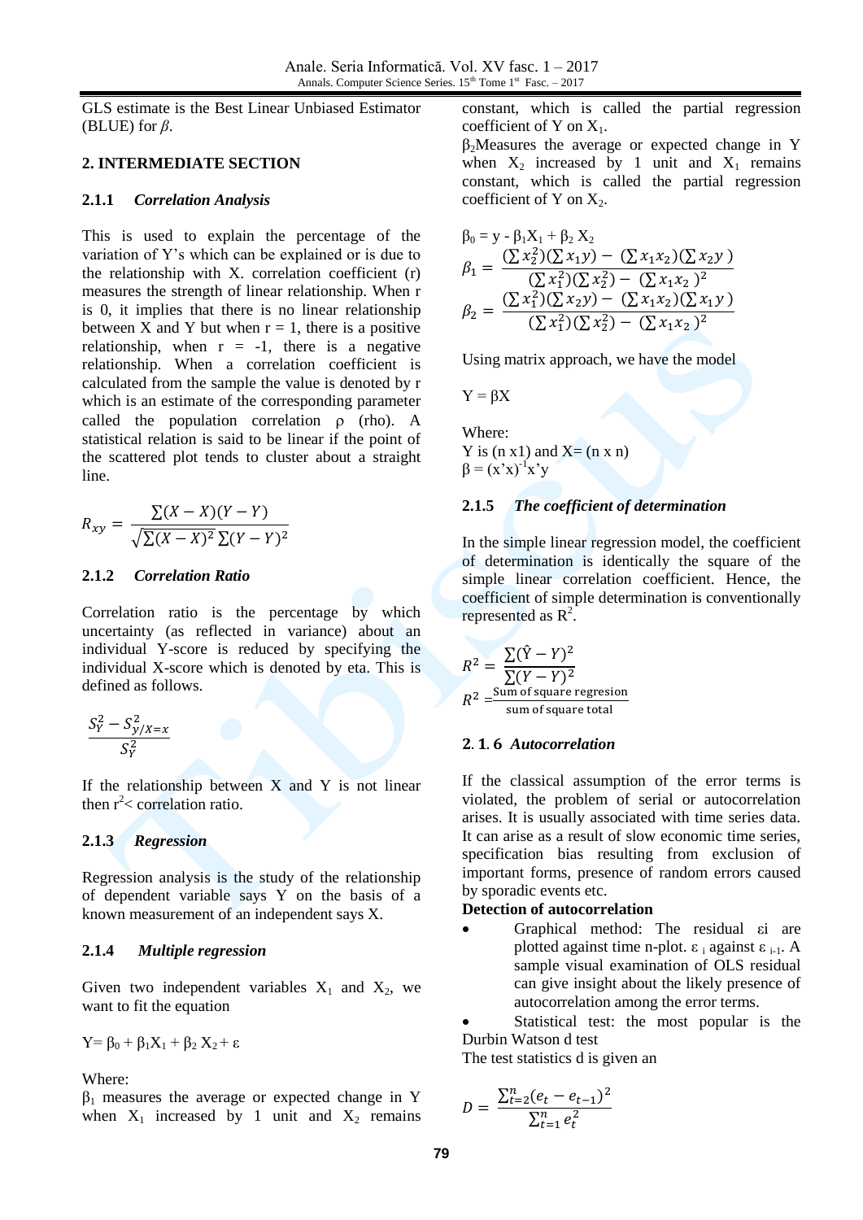GLS estimate is the Best Linear Unbiased Estimator (BLUE) for $\beta$.

## 2. INTERMEDIATE SECTION

### 2.1.1 *Correlation Analysis*

This is used to explain the percentage of the variation of Y's which can be explained or is due to the relationship with X. correlation coefficient (r) measures the strength of linear relationship. When r is 0, it implies that there is no linear relationship between X and Y but when r = 1, there is a positive relationship, when r = -1, there is a negative relationship. When a correlation coefficient is calculated from the sample the value is denoted by r which is an estimate of the corresponding parameter called the population correlation ρ (rho). A statistical relation is said to be linear if the point of the scattered plot tends to cluster about a straight line.

$$R_{xy} = \frac{\sum(X - X)(Y - Y)}{\sqrt{\sum(X - X)^2 \sum(Y - Y)^2}}$$

### 2.1.2 *Correlation Ratio*

Correlation ratio is the percentage by which uncertainty (as reflected in variance) about an individual Y-score is reduced by specifying the individual X-score which is denoted by eta. This is defined as follows.

$$\frac{S_Y^2 - S_{y/X=x}^2}{S_Y^2}$$

If the relationship between X and Y is not linear then $r^2$< correlation ratio.

### 2.1.3 *Regression*

Regression analysis is the study of the relationship of dependent variable says Y on the basis of a known measurement of an independent says X.

### 2.1.4 *Multiple regression*

Given two independent variables $X_1$ and $X_2$, we want to fit the equation

$$Y = \beta_0 + \beta_1 X_1 + \beta_2 X_2 + \varepsilon$$

Where:
$\beta_1$ measures the average or expected change in Y when $X_1$ increased by 1 unit and $X_2$ remains constant, which is called the partial regression coefficient of Y on $X_1$.
$\beta_2$Measures the average or expected change in Y when $X_2$ increased by 1 unit and $X_1$ remains constant, which is called the partial regression coefficient of Y on $X_2$.

$$\beta_0 = y - \beta_1 X_1 + \beta_2 X_2$$

$$\beta_1 = \frac{(\sum x_2^2)(\sum x_1 y) - (\sum x_1 x_2)(\sum x_2 y)}{(\sum x_1^2)(\sum x_2^2) - (\sum x_1 x_2)^2}$$

$$\beta_2 = \frac{(\sum x_1^2)(\sum x_2 y) - (\sum x_1 x_2)(\sum x_1 y)}{(\sum x_1^2)(\sum x_2^2) - (\sum x_1 x_2)^2}$$

Using matrix approach, we have the model

$$Y = \beta X$$

Where:
Y is (n x1) and X= (n x n)
$\beta = (x'x)^{-1}x'y$

### 2.1.5 *The coefficient of determination*

In the simple linear regression model, the coefficient of determination is identically the square of the simple linear correlation coefficient. Hence, the coefficient of simple determination is conventionally represented as $R^2$.

$$R^2 = \frac{\sum(\hat{Y} - Y)^2}{\sum(Y - Y)^2}$$

$$R^2 = \frac{\text{Sum of square regresion}}{\text{sum of square total}}$$

### 2.1.6 *Autocorrelation*

If the classical assumption of the error terms is violated, the problem of serial or autocorrelation arises. It is usually associated with time series data. It can arise as a result of slow economic time series, specification bias resulting from exclusion of important forms, presence of random errors caused by sporadic events etc.

**Detection of autocorrelation**

- Graphical method: The residual $\varepsilon i$ are plotted against time n-plot. $\varepsilon_i$ against $\varepsilon_{i-1}$. A sample visual examination of OLS residual can give insight about the likely presence of autocorrelation among the error terms.
- Statistical test: the most popular is the Durbin Watson d test

The test statistics d is given an

$$D = \frac{\sum_{t=2}^{n}(e_t - e_{t-1})^2}{\sum_{t=1}^{n} e_t^2}$$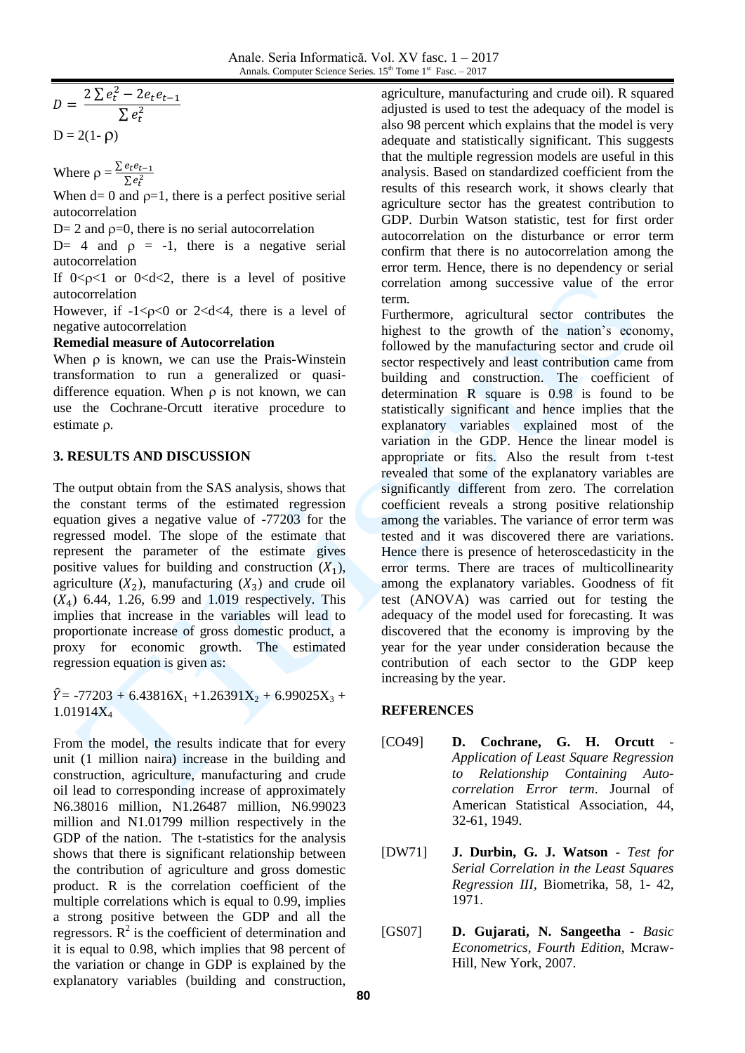$$D = \frac{2\sum e_t^2 - 2e_t e_{t-1}}{\sum e_t^2}$$

$D = 2(1- \rho)$

Where $\rho = \frac{\sum e_t e_{t-1}}{\sum e_t^2}$

When d= 0 and ρ=1, there is a perfect positive serial autocorrelation

D= 2 and ρ=0, there is no serial autocorrelation

D= 4 and ρ = -1, there is a negative serial autocorrelation

If 0<ρ<1 or 0<d<2, there is a level of positive autocorrelation

However, if -1<ρ<0 or 2<d<4, there is a level of negative autocorrelation

**Remedial measure of Autocorrelation**

When ρ is known, we can use the Prais-Winstein transformation to run a generalized or quasi-difference equation. When ρ is not known, we can use the Cochrane-Orcutt iterative procedure to estimate ρ.

## 3. RESULTS AND DISCUSSION

The output obtain from the SAS analysis, shows that the constant terms of the estimated regression equation gives a negative value of -77203 for the regressed model. The slope of the estimate that represent the parameter of the estimate gives positive values for building and construction ($X_1$), agriculture ($X_2$), manufacturing ($X_3$) and crude oil ($X_4$) 6.44, 1.26, 6.99 and 1.019 respectively. This implies that increase in the variables will lead to proportionate increase of gross domestic product, a proxy for economic growth. The estimated regression equation is given as:

$\hat{Y}$= -77203 + 6.43816$X_1$ +1.26391$X_2$ + 6.99025$X_3$ + 1.01914$X_4$

From the model, the results indicate that for every unit (1 million naira) increase in the building and construction, agriculture, manufacturing and crude oil lead to corresponding increase of approximately N6.38016 million, N1.26487 million, N6.99023 million and N1.01799 million respectively in the GDP of the nation. The t-statistics for the analysis shows that there is significant relationship between the contribution of agriculture and gross domestic product. R is the correlation coefficient of the multiple correlations which is equal to 0.99, implies a strong positive between the GDP and all the regressors. $R^2$ is the coefficient of determination and it is equal to 0.98, which implies that 98 percent of the variation or change in GDP is explained by the explanatory variables (building and construction, agriculture, manufacturing and crude oil). R squared adjusted is used to test the adequacy of the model is also 98 percent which explains that the model is very adequate and statistically significant. This suggests that the multiple regression models are useful in this analysis. Based on standardized coefficient from the results of this research work, it shows clearly that agriculture sector has the greatest contribution to GDP. Durbin Watson statistic, test for first order autocorrelation on the disturbance or error term confirm that there is no autocorrelation among the error term. Hence, there is no dependency or serial correlation among successive value of the error term.

Furthermore, agricultural sector contributes the highest to the growth of the nation's economy, followed by the manufacturing sector and crude oil sector respectively and least contribution came from building and construction. The coefficient of determination R square is 0.98 is found to be statistically significant and hence implies that the explanatory variables explained most of the variation in the GDP. Hence the linear model is appropriate or fits. Also the result from t-test revealed that some of the explanatory variables are significantly different from zero. The correlation coefficient reveals a strong positive relationship among the variables. The variance of error term was tested and it was discovered there are variations. Hence there is presence of heteroscedasticity in the error terms. There are traces of multicollinearity among the explanatory variables. Goodness of fit test (ANOVA) was carried out for testing the adequacy of the model used for forecasting. It was discovered that the economy is improving by the year for the year under consideration because the contribution of each sector to the GDP keep increasing by the year.

## REFERENCES

[CO49] **D. Cochrane, G. H. Orcutt** - *Application of Least Square Regression to Relationship Containing Auto-correlation Error term*. Journal of American Statistical Association, 44, 32-61, 1949.

[DW71] **J. Durbin, G. J. Watson** - *Test for Serial Correlation in the Least Squares Regression III*, Biometrika, 58, 1- 42, 1971.

[GS07] **D. Gujarati, N. Sangeetha** - *Basic Econometrics, Fourth Edition*, Mcraw-Hill, New York, 2007.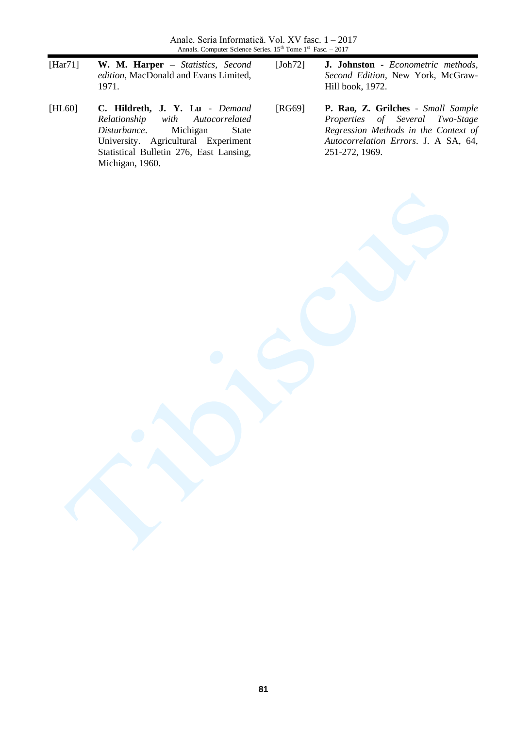[Har71] **W. M. Harper** – *Statistics, Second edition*, MacDonald and Evans Limited, 1971.

[HL60] **C. Hildreth, J. Y. Lu** - *Demand Relationship with Autocorrelated Disturbance*. Michigan State University. Agricultural Experiment Statistical Bulletin 276, East Lansing, Michigan, 1960.

[Joh72] **J. Johnston** - *Econometric methods, Second Edition*, New York, McGraw-Hill book, 1972.

[RG69] **P. Rao, Z. Grilches** - *Small Sample Properties of Several Two-Stage Regression Methods in the Context of Autocorrelation Errors*. J. A SA, 64, 251-272, 1969.